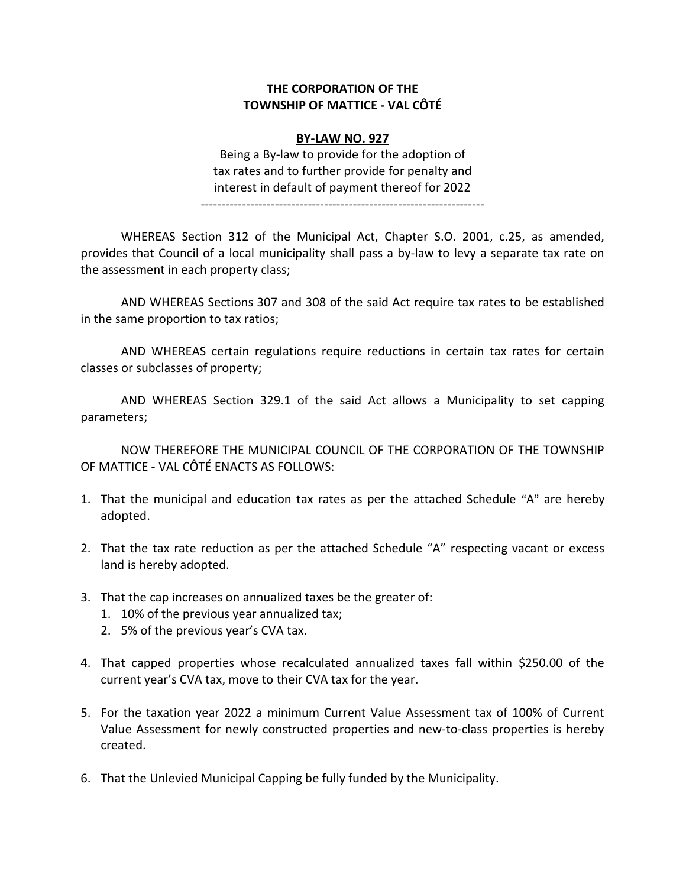**THE CORPORATION OF THE**
**TOWNSHIP OF MATTICE - VAL CÔTÉ**

**BY-LAW NO. 927**

Being a By-law to provide for the adoption of tax rates and to further provide for penalty and interest in default of payment thereof for 2022

---

WHEREAS Section 312 of the Municipal Act, Chapter S.O. 2001, c.25, as amended, provides that Council of a local municipality shall pass a by-law to levy a separate tax rate on the assessment in each property class;

AND WHEREAS Sections 307 and 308 of the said Act require tax rates to be established in the same proportion to tax ratios;

AND WHEREAS certain regulations require reductions in certain tax rates for certain classes or subclasses of property;

AND WHEREAS Section 329.1 of the said Act allows a Municipality to set capping parameters;

NOW THEREFORE THE MUNICIPAL COUNCIL OF THE CORPORATION OF THE TOWNSHIP OF MATTICE - VAL CÔTÉ ENACTS AS FOLLOWS:

1. That the municipal and education tax rates as per the attached Schedule "A" are hereby adopted.

2. That the tax rate reduction as per the attached Schedule "A" respecting vacant or excess land is hereby adopted.

3. That the cap increases on annualized taxes be the greater of:
   1. 10% of the previous year annualized tax;
   2. 5% of the previous year's CVA tax.

4. That capped properties whose recalculated annualized taxes fall within $250.00 of the current year's CVA tax, move to their CVA tax for the year.

5. For the taxation year 2022 a minimum Current Value Assessment tax of 100% of Current Value Assessment for newly constructed properties and new-to-class properties is hereby created.

6. That the Unlevied Municipal Capping be fully funded by the Municipality.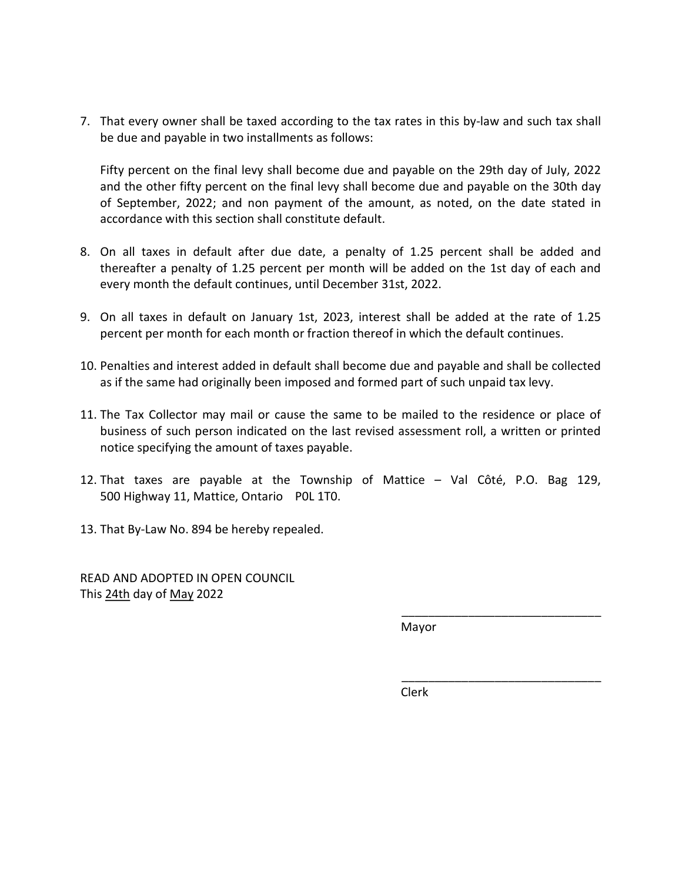7. That every owner shall be taxed according to the tax rates in this by-law and such tax shall be due and payable in two installments as follows:

   Fifty percent on the final levy shall become due and payable on the 29th day of July, 2022 and the other fifty percent on the final levy shall become due and payable on the 30th day of September, 2022; and non payment of the amount, as noted, on the date stated in accordance with this section shall constitute default.

8. On all taxes in default after due date, a penalty of 1.25 percent shall be added and thereafter a penalty of 1.25 percent per month will be added on the 1st day of each and every month the default continues, until December 31st, 2022.

9. On all taxes in default on January 1st, 2023, interest shall be added at the rate of 1.25 percent per month for each month or fraction thereof in which the default continues.

10. Penalties and interest added in default shall become due and payable and shall be collected as if the same had originally been imposed and formed part of such unpaid tax levy.

11. The Tax Collector may mail or cause the same to be mailed to the residence or place of business of such person indicated on the last revised assessment roll, a written or printed notice specifying the amount of taxes payable.

12. That taxes are payable at the Township of Mattice – Val Côté, P.O. Bag 129, 500 Highway 11, Mattice, Ontario P0L 1T0.

13. That By-Law No. 894 be hereby repealed.

READ AND ADOPTED IN OPEN COUNCIL
This 24th day of May 2022

______________________________
Mayor

______________________________
Clerk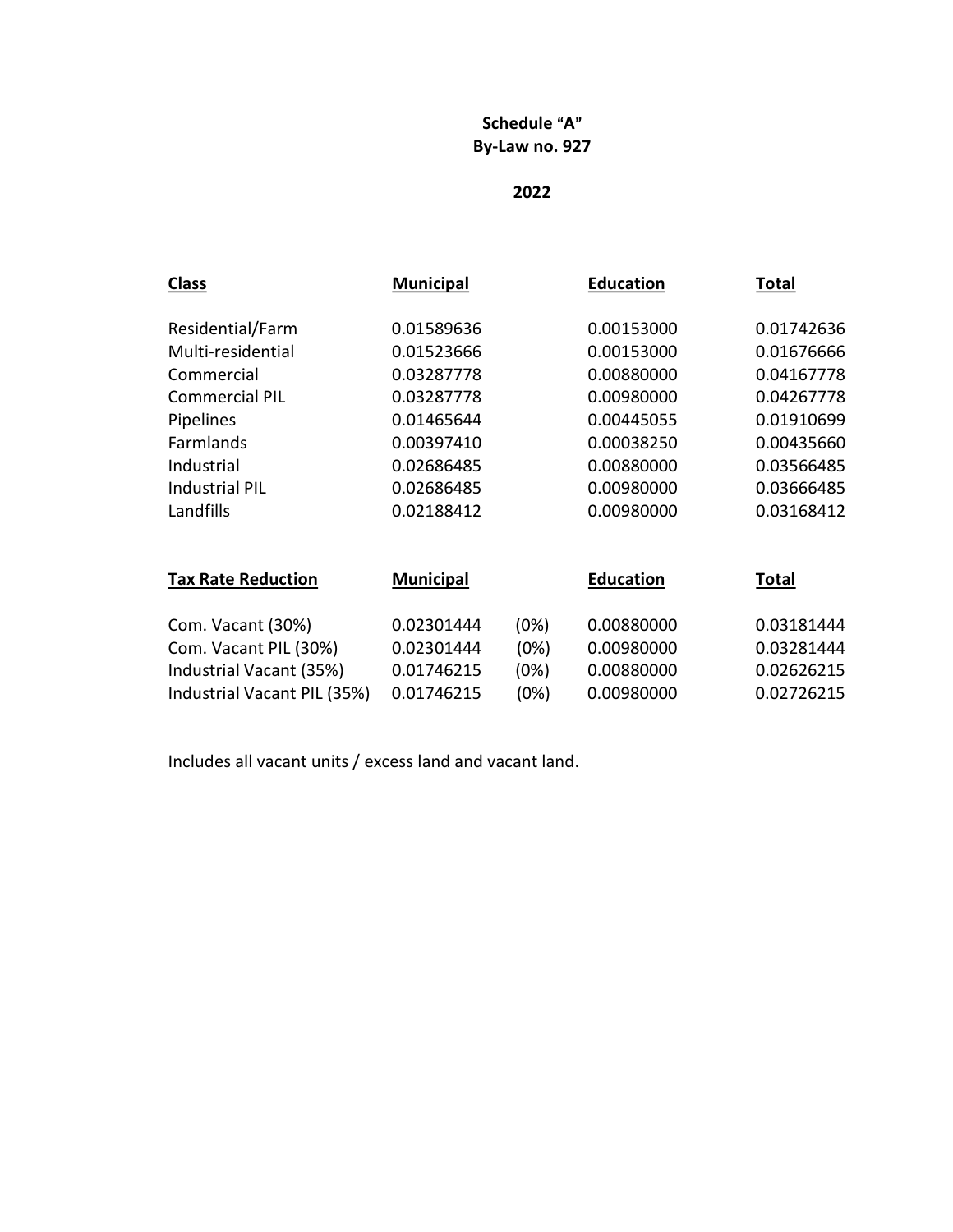**Schedule "A"**
**By-Law no. 927**

**2022**

| Class | Municipal | | Education | Total |
|---|---|---|---|---|
| Residential/Farm | 0.01589636 | | 0.00153000 | 0.01742636 |
| Multi-residential | 0.01523666 | | 0.00153000 | 0.01676666 |
| Commercial | 0.03287778 | | 0.00880000 | 0.04167778 |
| Commercial PIL | 0.03287778 | | 0.00980000 | 0.04267778 |
| Pipelines | 0.01465644 | | 0.00445055 | 0.01910699 |
| Farmlands | 0.00397410 | | 0.00038250 | 0.00435660 |
| Industrial | 0.02686485 | | 0.00880000 | 0.03566485 |
| Industrial PIL | 0.02686485 | | 0.00980000 | 0.03666485 |
| Landfills | 0.02188412 | | 0.00980000 | 0.03168412 |

| Tax Rate Reduction | Municipal | | Education | Total |
|---|---|---|---|---|
| Com. Vacant (30%) | 0.02301444 | (0%) | 0.00880000 | 0.03181444 |
| Com. Vacant PIL (30%) | 0.02301444 | (0%) | 0.00980000 | 0.03281444 |
| Industrial Vacant (35%) | 0.01746215 | (0%) | 0.00880000 | 0.02626215 |
| Industrial Vacant PIL (35%) | 0.01746215 | (0%) | 0.00980000 | 0.02726215 |

Includes all vacant units / excess land and vacant land.